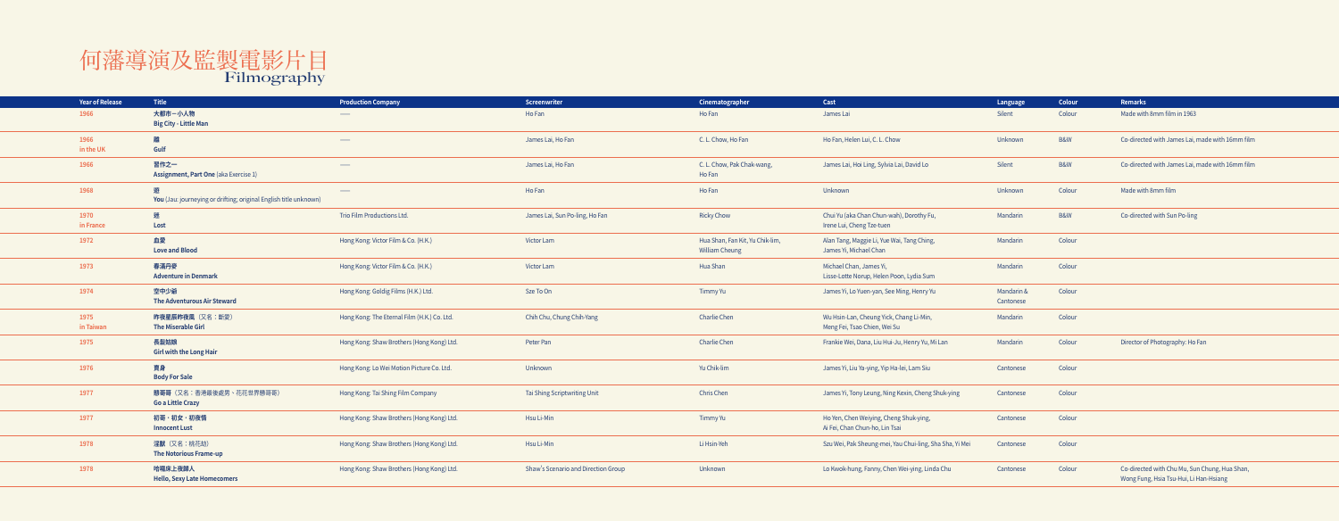# 何藩導演及監製電影片目
## Filmography

| Year of Release | Title | Production Company | Screenwriter | Cinematographer | Cast | Language | Colour | Remarks |
|---|---|---|---|---|---|---|---|---|
| 1966 | 大都市一小人物<br>**Big City - Little Man** | — | Ho Fan | Ho Fan | James Lai | Silent | Colour | Made with 8mm film in 1963 |
| 1966<br>in the UK | 隔<br>**Gulf** | — | James Lai, Ho Fan | C. L. Chow, Ho Fan | Ho Fan, Helen Lui, C. L. Chow | Unknown | B&W | Co-directed with James Lai, made with 16mm film |
| 1966 | 習作之一<br>**Assignment, Part One** (aka Exercise 1) | — | James Lai, Ho Fan | C. L. Chow, Pak Chak-wang, Ho Fan | James Lai, Hoi Ling, Sylvia Lai, David Lo | Silent | B&W | Co-directed with James Lai, made with 16mm film |
| 1968 | 遊<br>**You** (Jau: journeying or drifting; original English title unknown) | — | Ho Fan | Ho Fan | Unknown | Unknown | Colour | Made with 8mm film |
| 1970<br>in France | 迷<br>**Lost** | Trio Film Productions Ltd. | James Lai, Sun Po-ling, Ho Fan | Ricky Chow | Chui Yu (aka Chan Chun-wah), Dorothy Fu, Irene Lui, Cheng Tze-tuen | Mandarin | B&W | Co-directed with Sun Po-ling |
| 1972 | 血愛<br>**Love and Blood** | Hong Kong: Victor Film & Co. (H.K.) | Victor Lam | Hua Shan, Fan Kit, Yu Chik-lim, William Cheung | Alan Tang, Maggie Li, Yue Wai, Tang Ching, James Yi, Michael Chan | Mandarin | Colour | |
| 1973 | 春滿丹麥<br>**Adventure in Denmark** | Hong Kong: Victor Film & Co. (H.K.) | Victor Lam | Hua Shan | Michael Chan, James Yi, Lisse-Lotte Norup, Helen Poon, Lydia Sum | Mandarin | Colour | |
| 1974 | 空中少爺<br>**The Adventurous Air Steward** | Hong Kong: Goldig Films (H.K.) Ltd. | Sze To On | Timmy Yu | James Yi, Lo Yuen-yan, See Ming, Henry Yu | Mandarin & Cantonese | Colour | |
| 1975<br>in Taiwan | 昨夜星辰昨夜風（又名：斷愛）<br>**The Miserable Girl** | Hong Kong: The Eternal Film (H.K.) Co. Ltd. | Chih Chu, Chung Chih-Yang | Charlie Chen | Wu Hsin-Lan, Cheung Yick, Chang Li-Min, Meng Fei, Tsao Chien, Wei Su | Mandarin | Colour | |
| 1975 | 長髮姑娘<br>**Girl with the Long Hair** | Hong Kong: Shaw Brothers (Hong Kong) Ltd. | Peter Pan | Charlie Chen | Frankie Wei, Dana, Liu Hui-Ju, Henry Yu, Mi Lan | Mandarin | Colour | Director of Photography: Ho Fan |
| 1976 | 賣身<br>**Body For Sale** | Hong Kong: Lo Wei Motion Picture Co. Ltd. | Unknown | Yu Chik-lim | James Yi, Liu Ya-ying, Yip Ha-lei, Lam Siu | Cantonese | Colour | |
| 1977 | 懵哥哥（又名：香港最後處男．花花世界懵哥哥）<br>**Go a Little Crazy** | Hong Kong: Tai Shing Film Company | Tai Shing Scriptwriting Unit | Chris Chen | James Yi, Tony Leung, Ning Kexin, Cheng Shuk-ying | Cantonese | Colour | |
| 1977 | 初哥．初女．初夜情<br>**Innocent Lust** | Hong Kong: Shaw Brothers (Hong Kong) Ltd. | Hsu Li-Min | Timmy Yu | Ho Yen, Chen Weiying, Cheng Shuk-ying, Ai Fei, Chan Chun-ho, Lin Tsai | Cantonese | Colour | |
| 1978 | 淫獸（又名：桃花劫）<br>**The Notorious Frame-up** | Hong Kong: Shaw Brothers (Hong Kong) Ltd. | Hsu Li-Min | Li Hsin-Yeh | Szu Wei, Pak Sheung-mei, Yau Chui-ling, Sha Sha, Yi Mei | Cantonese | Colour | |
| 1978 | 哈囉床上夜歸人<br>**Hello, Sexy Late Homecomers** | Hong Kong: Shaw Brothers (Hong Kong) Ltd. | Shaw's Scenario and Direction Group | Unknown | Lo Kwok-hung, Fanny, Chen Wei-ying, Linda Chu | Cantonese | Colour | Co-directed with Chu Mu, Sun Chung, Hua Shan, Wong Fung, Hsia Tsu-Hui, Li Han-Hsiang |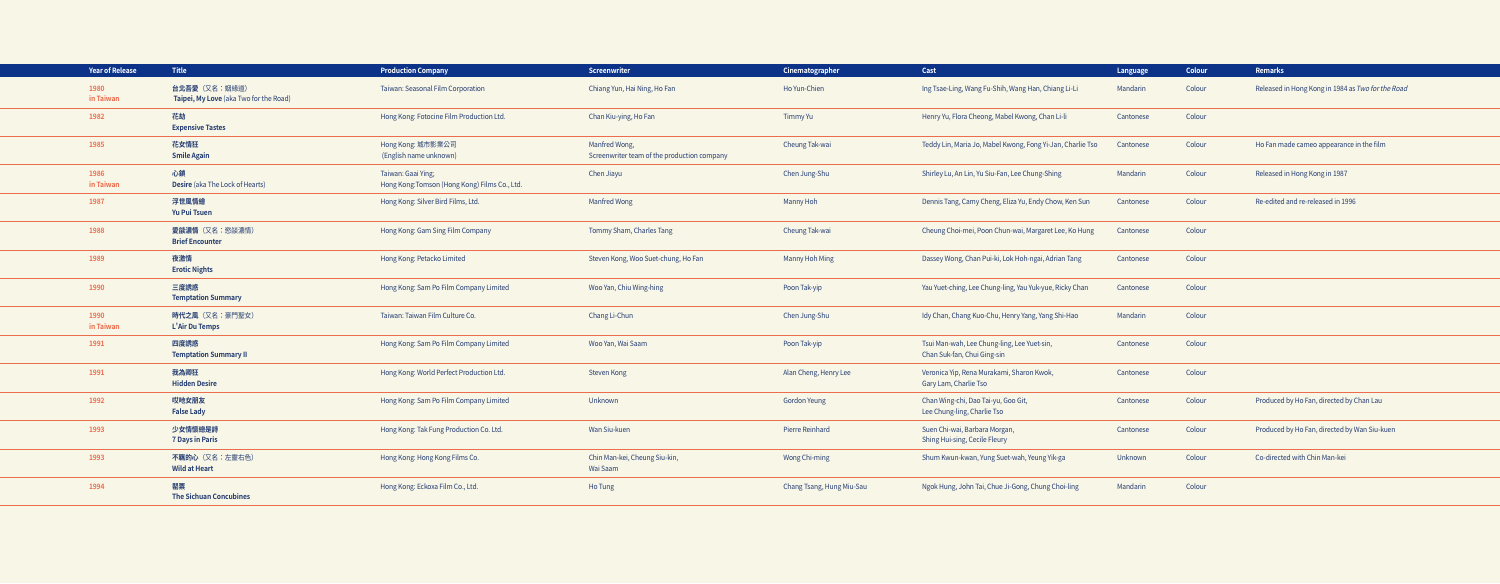| Year of Release | Title | Production Company | Screenwriter | Cinematographer | Cast | Language | Colour | Remarks |
|---|---|---|---|---|---|---|---|---|
| 1980<br>in Taiwan | 台北吾愛（又名：驪歌遠）<br>**Taipei, My Love** (aka Two for the Road) | Taiwan: Seasonal Film Corporation | Chiang Yun, Hai Ning, Ho Fan | Ho Yun-Chien | Ing Tsae-Ling, Wang Fu-Shih, Wang Han, Chiang Li-Li | Mandarin | Colour | Released in Hong Kong in 1984 as *Two for the Road* |
| 1982 | **花劫**<br>**Expensive Tastes** | Hong Kong: Fotocine Film Production Ltd. | Chan Kiu-ying, Ho Fan | Timmy Yu | Henry Yu, Flora Cheong, Mabel Kwong, Chan Li-li | Cantonese | Colour | |
| 1985 | **花女情狂**<br>**Smile Again** | Hong Kong: 城市影業公司<br>(English name unknown) | Manfred Wong,<br>Screenwriter team of the production company | Cheung Tak-wai | Teddy Lin, Maria Jo, Mabel Kwong, Fong Yi-Jan, Charlie Tso | Cantonese | Colour | Ho Fan made cameo appearance in the film |
| 1986<br>in Taiwan | **心鎖**<br>**Desire** (aka The Lock of Hearts) | Taiwan: Gaai Ying,<br>Hong Kong: Tomson (Hong Kong) Films Co., Ltd. | Chen Jiayu | Chen Jung-Shu | Shirley Lu, An Lin, Yu Siu-Fan, Lee Chung-Shing | Mandarin | Colour | Released in Hong Kong in 1987 |
| 1987 | **浮世風情繪**<br>**Yu Pui Tsuen** | Hong Kong: Silver Bird Films, Ltd. | Manfred Wong | Manny Hoh | Dennis Tang, Carny Cheng, Eliza Yu, Endy Chow, Ken Sun | Cantonese | Colour | Re-edited and re-released in 1996 |
| 1988 | **愛慾濃情**（又名：慾謎濃情）<br>**Brief Encounter** | Hong Kong: Gam Sing Film Company | Tommy Sham, Charles Tang | Cheung Tak-wai | Cheung Choi-mei, Poon Chun-wai, Margaret Lee, Ko Hung | Cantonese | Colour | |
| 1989 | **夜濃情**<br>**Erotic Nights** | Hong Kong: Petacko Limited | Steven Kong, Woo Suet-chung, Ho Fan | Manny Hoh Ming | Dassey Wong, Chan Pui-ki, Lok Hoh-ngai, Adrian Tang | Cantonese | Colour | |
| 1990 | **三度誘惑**<br>**Temptation Summary** | Hong Kong: Sam Po Film Company Limited | Woo Yan, Chiu Wing-hing | Poon Tak-yip | Yau Yuet-ching, Lee Chung-ling, Yau Yuk-yue, Ricky Chan | Cantonese | Colour | |
| 1990<br>in Taiwan | **時代之風**（又名：豪門聖女）<br>**L'Air Du Temps** | Taiwan: Taiwan Film Culture Co. | Chang Li-Chun | Chen Jung-Shu | Idy Chan, Chang Kuo-Chu, Henry Yang, Yang Shi-Hao | Mandarin | Colour | |
| 1991 | **四度誘惑**<br>**Temptation Summary II** | Hong Kong: Sam Po Film Company Limited | Woo Yan, Wai Saam | Poon Tak-yip | Tsui Man-wah, Lee Chung-ling, Lee Yuet-sin,<br>Chan Suk-fan, Chui Ging-sin | Cantonese | Colour | |
| 1991 | **我為卿狂**<br>**Hidden Desire** | Hong Kong: World Perfect Production Ltd. | Steven Kong | Alan Cheng, Henry Lee | Veronica Yip, Rena Murakami, Sharon Kwok,<br>Gary Lam, Charlie Tso | Cantonese | Colour | |
| 1992 | **哎吔女朋友**<br>**False Lady** | Hong Kong: Sam Po Film Company Limited | Unknown | Gordon Yeung | Chan Wing-chi, Dao Tai-yu, Goo Git,<br>Lee Chung-ling, Charlie Tso | Cantonese | Colour | Produced by Ho Fan, directed by Chan Lau |
| 1993 | **少女情懷總是詩**<br>**7 Days in Paris** | Hong Kong: Tak Fung Production Co. Ltd. | Wan Siu-kuen | Pierre Reinhard | Suen Chi-wai, Barbara Morgan,<br>Shing Hui-sing, Cecile Fleury | Cantonese | Colour | Produced by Ho Fan, directed by Wan Siu-kuen |
| 1993 | **不羈的心**（又名：左擁右色）<br>**Wild at Heart** | Hong Kong: Hong Kong Films Co. | Chin Man-kei, Cheung Siu-kin,<br>Wai Saam | Wong Chi-ming | Shum Kwun-kwan, Yung Suet-wah, Yeung Yik-ga | Unknown | Colour | Co-directed with Chin Man-kei |
| 1994 | **蜀妾**<br>**The Sichuan Concubines** | Hong Kong: Eckoxa Film Co., Ltd. | Ho Tung | Chang Tsang, Hung Miu-Sau | Ngok Hung, John Tai, Chue Ji-Gong, Chung Choi-ling | Mandarin | Colour | |